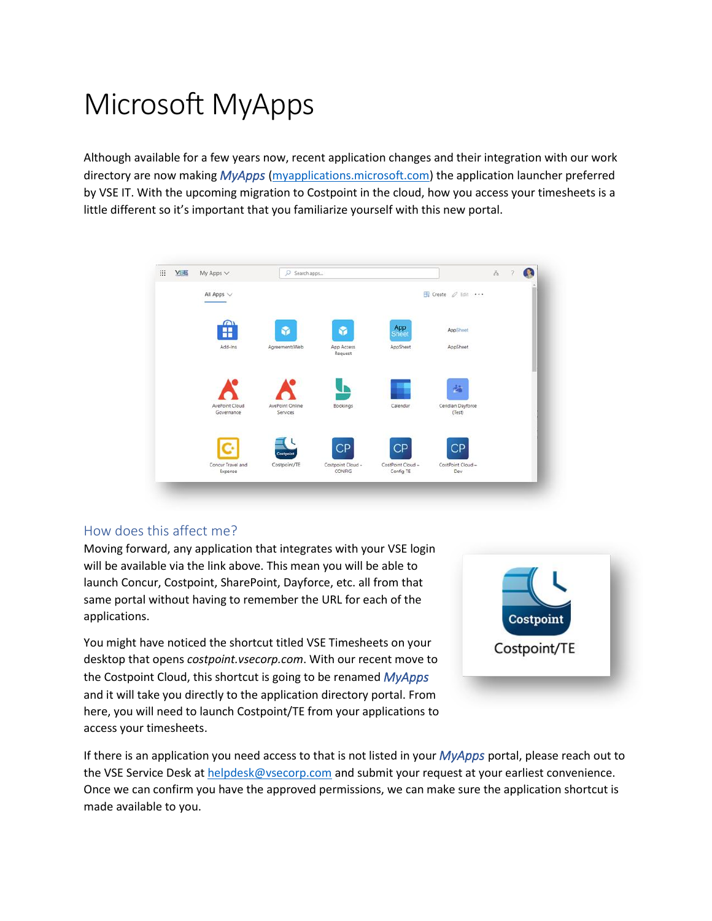# Microsoft MyApps

Although available for a few years now, recent application changes and their integration with our work directory are now making *MyApps* ([myapplications.microsoft.com](myapplications.microsoft.com)) the application launcher preferred by VSE IT. With the upcoming migration to Costpoint in the cloud, how you access your timesheets is a little different so it's important that you familiarize yourself with this new portal.

## How does this affect me?

Moving forward, any application that integrates with your VSE login will be available via the link above. This mean you will be able to launch Concur, Costpoint, SharePoint, Dayforce, etc. all from that same portal without having to remember the URL for each of the applications.

You might have noticed the shortcut titled VSE Timesheets on your desktop that opens *costpoint.vsecorp.com*. With our recent move to the Costpoint Cloud, this shortcut is going to be renamed *MyApps* and it will take you directly to the application directory portal. From here, you will need to launch Costpoint/TE from your applications to access your timesheets.

If there is an application you need access to that is not listed in your *MyApps* portal, please reach out to the VSE Service Desk at [helpdesk@vsecorp.com](mailto:helpdesk@vsecorp.com) and submit your request at your earliest convenience. Once we can confirm you have the approved permissions, we can make sure the application shortcut is made available to you.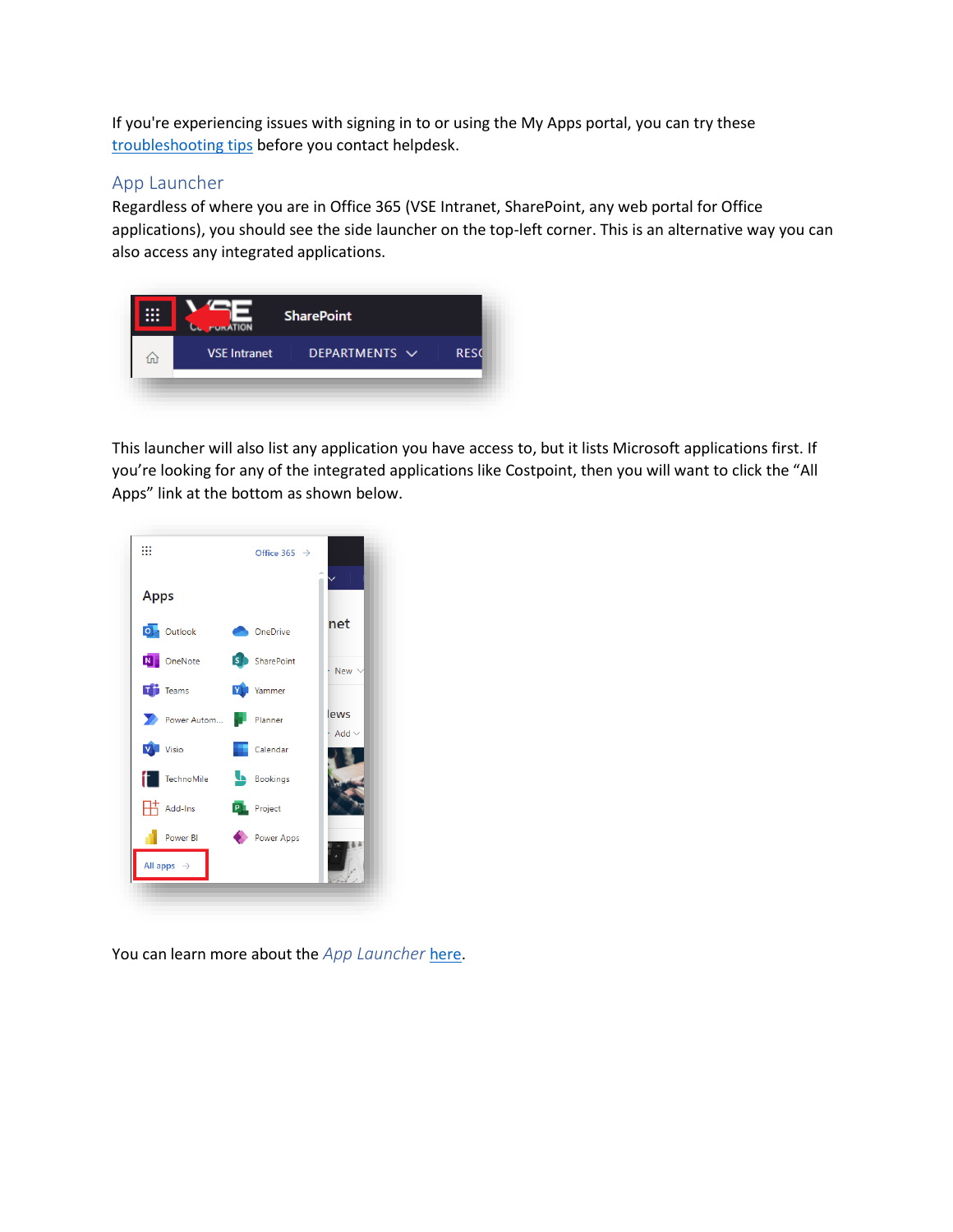If you're experiencing issues with signing in to or using the My Apps portal, you can try these troubleshooting tips before you contact helpdesk.

## App Launcher

Regardless of where you are in Office 365 (VSE Intranet, SharePoint, any web portal for Office applications), you should see the side launcher on the top-left corner. This is an alternative way you can also access any integrated applications.

This launcher will also list any application you have access to, but it lists Microsoft applications first. If you're looking for any of the integrated applications like Costpoint, then you will want to click the "All Apps" link at the bottom as shown below.

You can learn more about the *App Launcher* here.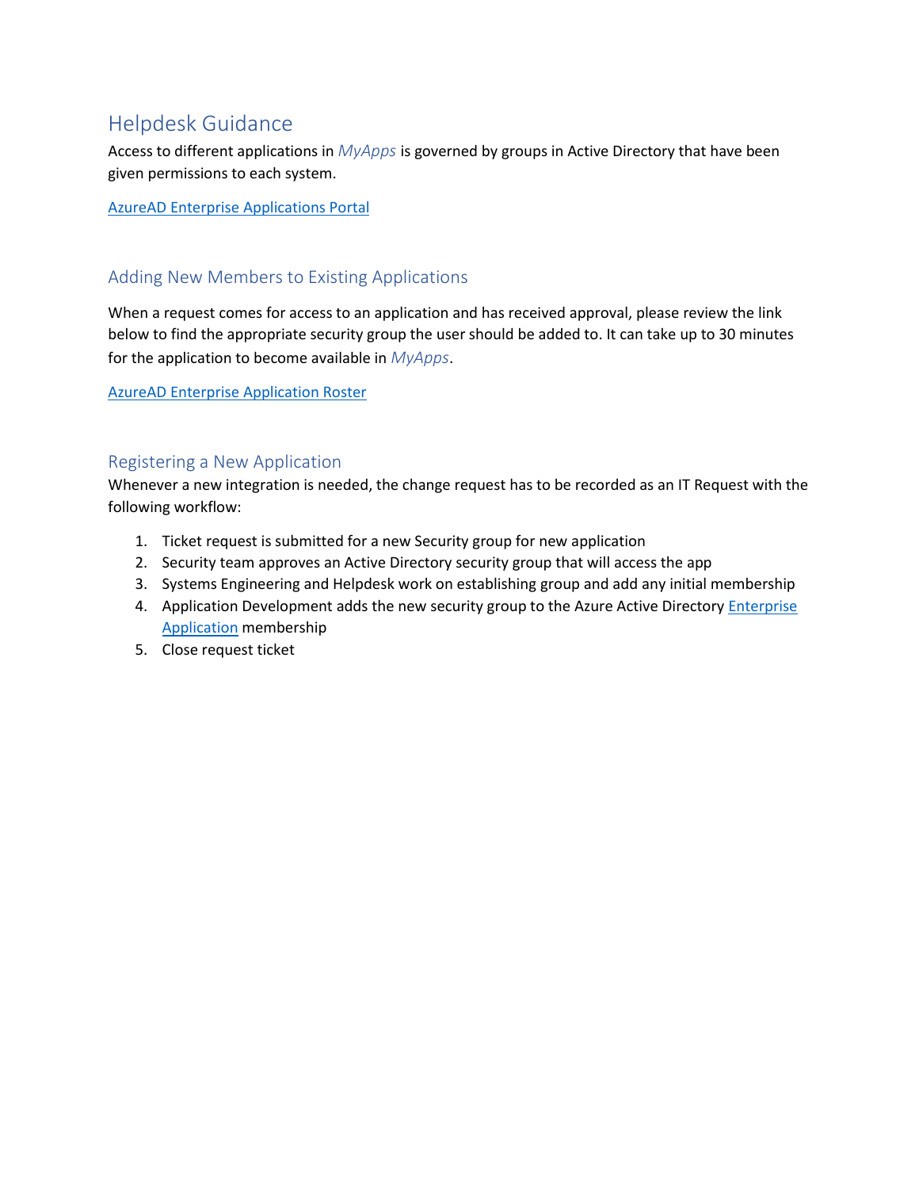# Helpdesk Guidance

Access to different applications in *MyApps* is governed by groups in Active Directory that have been given permissions to each system.

AzureAD Enterprise Applications Portal

## Adding New Members to Existing Applications

When a request comes for access to an application and has received approval, please review the link below to find the appropriate security group the user should be added to. It can take up to 30 minutes for the application to become available in *MyApps*.

AzureAD Enterprise Application Roster

## Registering a New Application

Whenever a new integration is needed, the change request has to be recorded as an IT Request with the following workflow:

1. Ticket request is submitted for a new Security group for new application
2. Security team approves an Active Directory security group that will access the app
3. Systems Engineering and Helpdesk work on establishing group and add any initial membership
4. Application Development adds the new security group to the Azure Active Directory Enterprise Application membership
5. Close request ticket